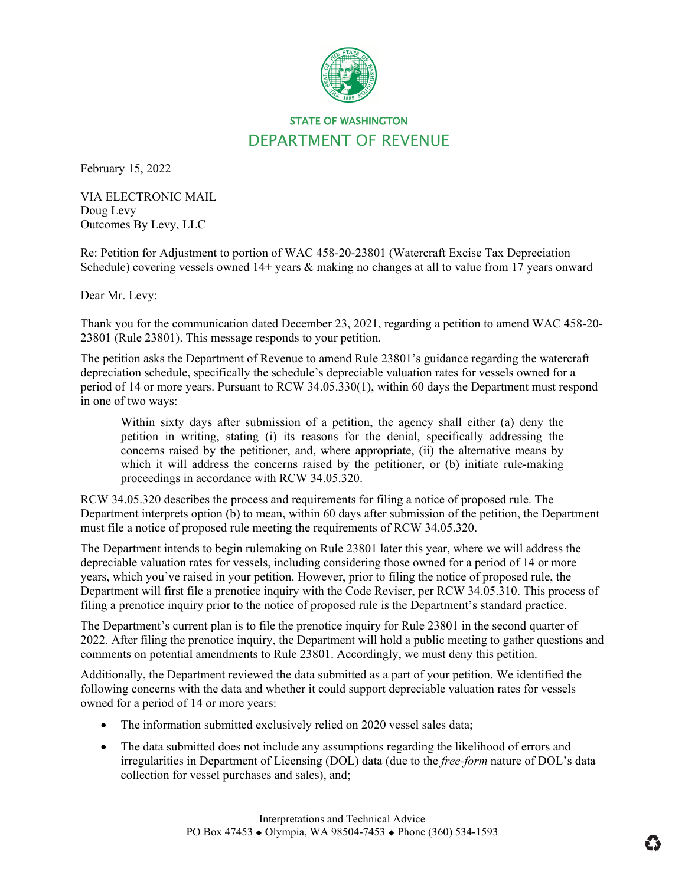STATE OF WASHINGTON

DEPARTMENT OF REVENUE

February 15, 2022

VIA ELECTRONIC MAIL
Doug Levy
Outcomes By Levy, LLC

Re: Petition for Adjustment to portion of WAC 458-20-23801 (Watercraft Excise Tax Depreciation Schedule) covering vessels owned 14+ years & making no changes at all to value from 17 years onward

Dear Mr. Levy:

Thank you for the communication dated December 23, 2021, regarding a petition to amend WAC 458-20-23801 (Rule 23801). This message responds to your petition.

The petition asks the Department of Revenue to amend Rule 23801's guidance regarding the watercraft depreciation schedule, specifically the schedule's depreciable valuation rates for vessels owned for a period of 14 or more years. Pursuant to RCW 34.05.330(1), within 60 days the Department must respond in one of two ways:

> Within sixty days after submission of a petition, the agency shall either (a) deny the petition in writing, stating (i) its reasons for the denial, specifically addressing the concerns raised by the petitioner, and, where appropriate, (ii) the alternative means by which it will address the concerns raised by the petitioner, or (b) initiate rule-making proceedings in accordance with RCW 34.05.320.

RCW 34.05.320 describes the process and requirements for filing a notice of proposed rule. The Department interprets option (b) to mean, within 60 days after submission of the petition, the Department must file a notice of proposed rule meeting the requirements of RCW 34.05.320.

The Department intends to begin rulemaking on Rule 23801 later this year, where we will address the depreciable valuation rates for vessels, including considering those owned for a period of 14 or more years, which you've raised in your petition. However, prior to filing the notice of proposed rule, the Department will first file a prenotice inquiry with the Code Reviser, per RCW 34.05.310. This process of filing a prenotice inquiry prior to the notice of proposed rule is the Department's standard practice.

The Department's current plan is to file the prenotice inquiry for Rule 23801 in the second quarter of 2022. After filing the prenotice inquiry, the Department will hold a public meeting to gather questions and comments on potential amendments to Rule 23801. Accordingly, we must deny this petition.

Additionally, the Department reviewed the data submitted as a part of your petition. We identified the following concerns with the data and whether it could support depreciable valuation rates for vessels owned for a period of 14 or more years:

- The information submitted exclusively relied on 2020 vessel sales data;
- The data submitted does not include any assumptions regarding the likelihood of errors and irregularities in Department of Licensing (DOL) data (due to the *free-form* nature of DOL's data collection for vessel purchases and sales), and;

Interpretations and Technical Advice
PO Box 47453 ◆ Olympia, WA 98504-7453 ◆ Phone (360) 534-1593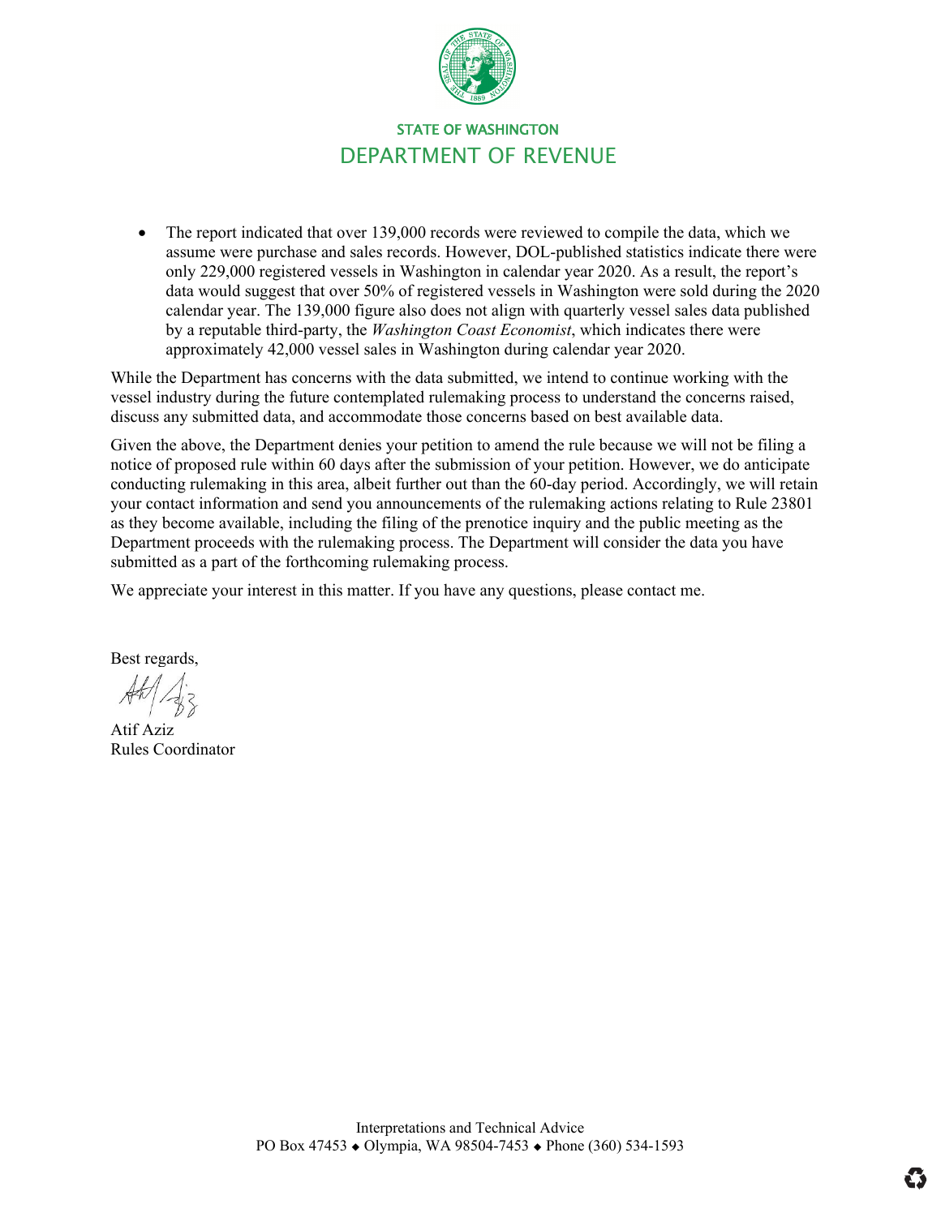STATE OF WASHINGTON
DEPARTMENT OF REVENUE

- The report indicated that over 139,000 records were reviewed to compile the data, which we assume were purchase and sales records. However, DOL-published statistics indicate there were only 229,000 registered vessels in Washington in calendar year 2020. As a result, the report's data would suggest that over 50% of registered vessels in Washington were sold during the 2020 calendar year. The 139,000 figure also does not align with quarterly vessel sales data published by a reputable third-party, the *Washington Coast Economist*, which indicates there were approximately 42,000 vessel sales in Washington during calendar year 2020.

While the Department has concerns with the data submitted, we intend to continue working with the vessel industry during the future contemplated rulemaking process to understand the concerns raised, discuss any submitted data, and accommodate those concerns based on best available data.

Given the above, the Department denies your petition to amend the rule because we will not be filing a notice of proposed rule within 60 days after the submission of your petition. However, we do anticipate conducting rulemaking in this area, albeit further out than the 60-day period. Accordingly, we will retain your contact information and send you announcements of the rulemaking actions relating to Rule 23801 as they become available, including the filing of the prenotice inquiry and the public meeting as the Department proceeds with the rulemaking process. The Department will consider the data you have submitted as a part of the forthcoming rulemaking process.

We appreciate your interest in this matter. If you have any questions, please contact me.

Best regards,

Atif Aziz
Rules Coordinator

Interpretations and Technical Advice
PO Box 47453 ◆ Olympia, WA 98504-7453 ◆ Phone (360) 534-1593